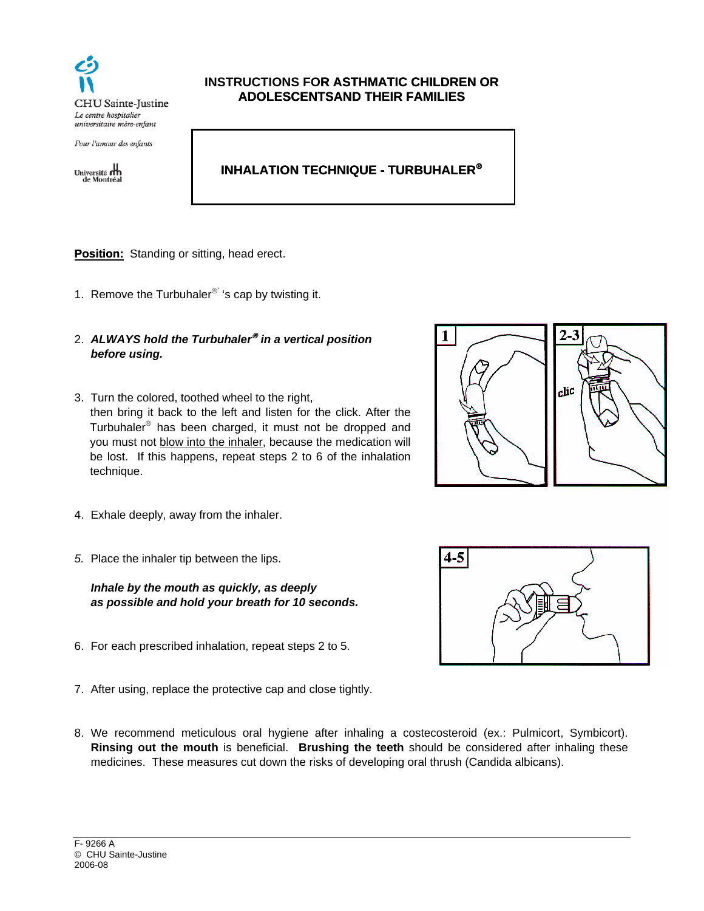CHU Sainte-Justine
*Le centre hospitalier universitaire mère-enfant*

*Pour l'amour des enfants*

Université de Montréal

# INSTRUCTIONS FOR ASTHMATIC CHILDREN OR ADOLESCENTSAND THEIR FAMILIES

## INHALATION TECHNIQUE - TURBUHALER®

**Position:** Standing or sitting, head erect.

1. Remove the Turbuhaler®' 's cap by twisting it.

2. ***ALWAYS hold the Turbuhaler® in a vertical position before using.***

3. Turn the colored, toothed wheel to the right, then bring it back to the left and listen for the click. After the Turbuhaler® has been charged, it must not be dropped and you must not <u>blow into the inhaler</u>, because the medication will be lost. If this happens, repeat steps 2 to 6 of the inhalation technique.

4. Exhale deeply, away from the inhaler.

5. Place the inhaler tip between the lips.

   ***Inhale by the mouth as quickly, as deeply as possible and hold your breath for 10 seconds.***

6. For each prescribed inhalation, repeat steps 2 to 5.

7. After using, replace the protective cap and close tightly.

8. We recommend meticulous oral hygiene after inhaling a costecosteroid (ex.: Pulmicort, Symbicort). **Rinsing out the mouth** is beneficial. **Brushing the teeth** should be considered after inhaling these medicines. These measures cut down the risks of developing oral thrush (Candida albicans).

F- 9266 A
© CHU Sainte-Justine
2006-08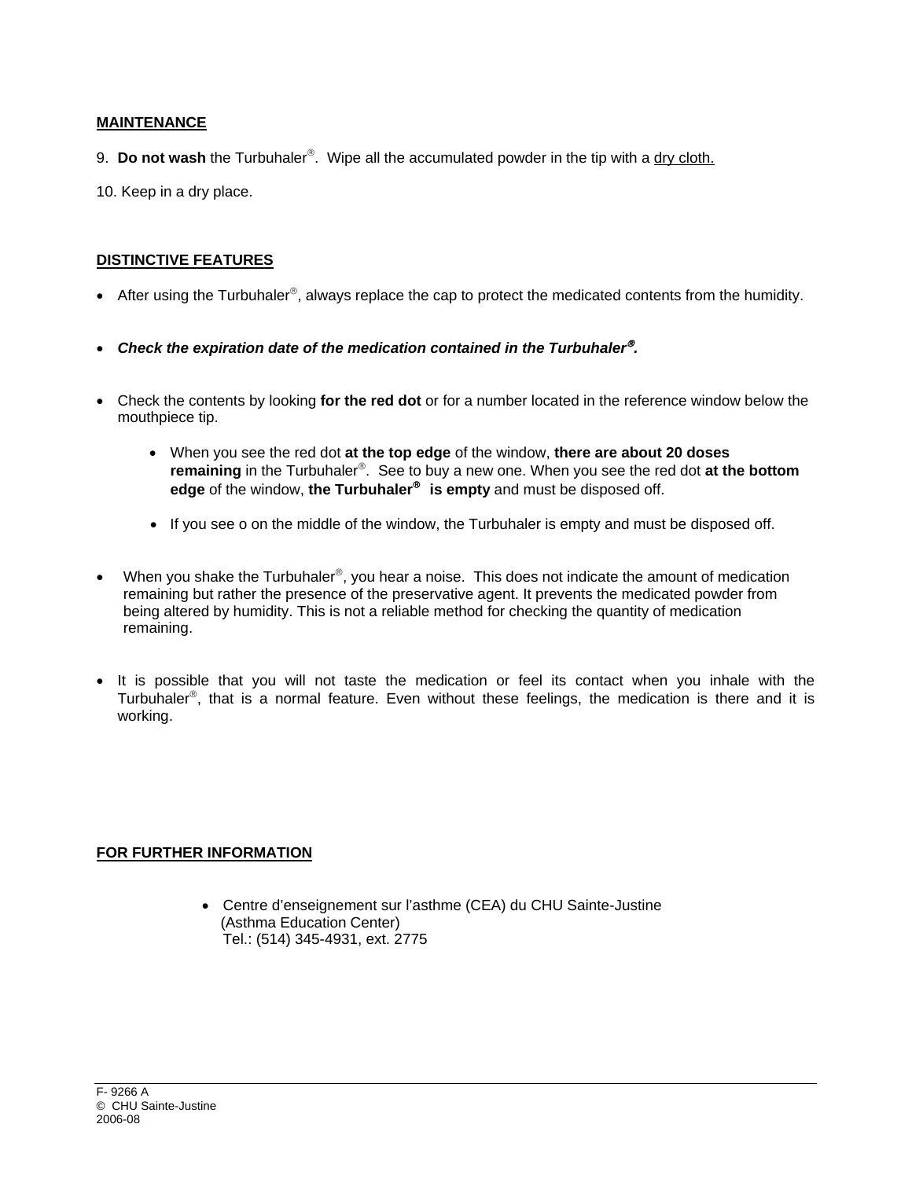## MAINTENANCE

9. **Do not wash** the Turbuhaler®. Wipe all the accumulated powder in the tip with a dry cloth.

10. Keep in a dry place.

## DISTINCTIVE FEATURES

- After using the Turbuhaler®, always replace the cap to protect the medicated contents from the humidity.

- ***Check the expiration date of the medication contained in the Turbuhaler®.***

- Check the contents by looking **for the red dot** or for a number located in the reference window below the mouthpiece tip.

    - When you see the red dot **at the top edge** of the window, **there are about 20 doses remaining** in the Turbuhaler®. See to buy a new one. When you see the red dot **at the bottom edge** of the window, **the Turbuhaler® is empty** and must be disposed off.

    - If you see o on the middle of the window, the Turbuhaler is empty and must be disposed off.

- When you shake the Turbuhaler®, you hear a noise. This does not indicate the amount of medication remaining but rather the presence of the preservative agent. It prevents the medicated powder from being altered by humidity. This is not a reliable method for checking the quantity of medication remaining.

- It is possible that you will not taste the medication or feel its contact when you inhale with the Turbuhaler®, that is a normal feature. Even without these feelings, the medication is there and it is working.

## FOR FURTHER INFORMATION

- Centre d'enseignement sur l'asthme (CEA) du CHU Sainte-Justine
  (Asthma Education Center)
  Tel.: (514) 345-4931, ext. 2775

F- 9266 A
© CHU Sainte-Justine
2006-08